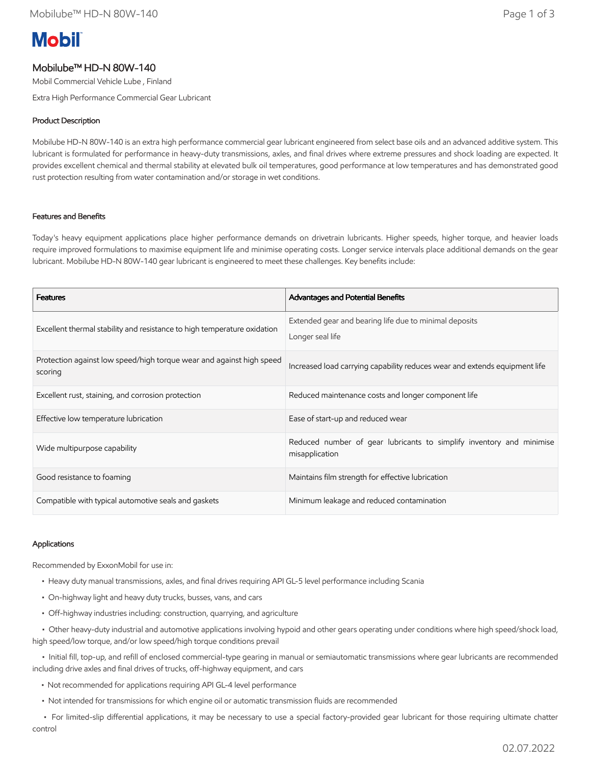# Mobil

## Mobilube™ HD-N 80W-140

Mobil Commercial Vehicle Lube , Finland

Extra High Performance Commercial Gear Lubricant

### Product Description

Mobilube HD-N 80W-140 is an extra high performance commercial gear lubricant engineered from select base oils and an advanced additive system. This lubricant is formulated for performance in heavy-duty transmissions, axles, and final drives where extreme pressures and shock loading are expected. It provides excellent chemical and thermal stability at elevated bulk oil temperatures, good performance at low temperatures and has demonstrated good rust protection resulting from water contamination and/or storage in wet conditions.

### Features and Benefits

Today's heavy equipment applications place higher performance demands on drivetrain lubricants. Higher speeds, higher torque, and heavier loads require improved formulations to maximise equipment life and minimise operating costs. Longer service intervals place additional demands on the gear lubricant. Mobilube HD-N 80W-140 gear lubricant is engineered to meet these challenges. Key benefits include:

| Features | Advantages and Potential Benefits |
|---|---|
| Excellent thermal stability and resistance to high temperature oxidation | Extended gear and bearing life due to minimal deposits<br>Longer seal life |
| Protection against low speed/high torque wear and against high speed scoring | Increased load carrying capability reduces wear and extends equipment life |
| Excellent rust, staining, and corrosion protection | Reduced maintenance costs and longer component life |
| Effective low temperature lubrication | Ease of start-up and reduced wear |
| Wide multipurpose capability | Reduced number of gear lubricants to simplify inventory and minimise misapplication |
| Good resistance to foaming | Maintains film strength for effective lubrication |
| Compatible with typical automotive seals and gaskets | Minimum leakage and reduced contamination |

### Applications

Recommended by ExxonMobil for use in:

- Heavy duty manual transmissions, axles, and final drives requiring API GL-5 level performance including Scania
- On-highway light and heavy duty trucks, busses, vans, and cars
- Off-highway industries including: construction, quarrying, and agriculture
- Other heavy-duty industrial and automotive applications involving hypoid and other gears operating under conditions where high speed/shock load, high speed/low torque, and/or low speed/high torque conditions prevail
- Initial fill, top-up, and refill of enclosed commercial-type gearing in manual or semiautomatic transmissions where gear lubricants are recommended including drive axles and final drives of trucks, off-highway equipment, and cars
- Not recommended for applications requiring API GL-4 level performance
- Not intended for transmissions for which engine oil or automatic transmission fluids are recommended
- For limited-slip differential applications, it may be necessary to use a special factory-provided gear lubricant for those requiring ultimate chatter control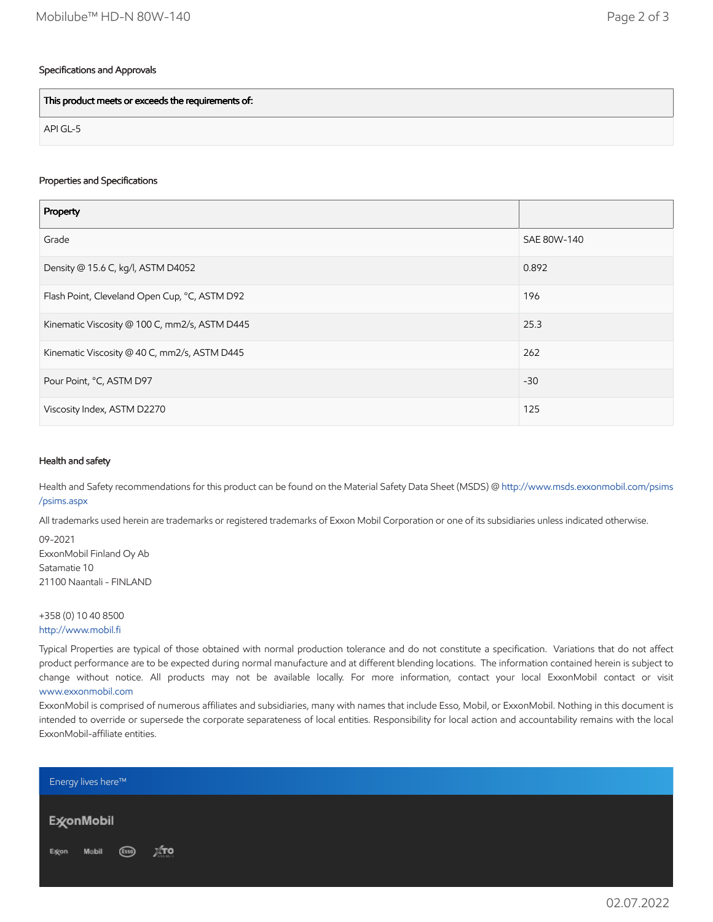### Specifications and Approvals

| This product meets or exceeds the requirements of: |
| --- |
| API GL-5 |

### Properties and Specifications

| Property | |
| --- | --- |
| Grade | SAE 80W-140 |
| Density @ 15.6 C, kg/l, ASTM D4052 | 0.892 |
| Flash Point, Cleveland Open Cup, °C, ASTM D92 | 196 |
| Kinematic Viscosity @ 100 C, mm2/s, ASTM D445 | 25.3 |
| Kinematic Viscosity @ 40 C, mm2/s, ASTM D445 | 262 |
| Pour Point, °C, ASTM D97 | -30 |
| Viscosity Index, ASTM D2270 | 125 |

### Health and safety

Health and Safety recommendations for this product can be found on the Material Safety Data Sheet (MSDS) @ http://www.msds.exxonmobil.com/psims/psims.aspx

All trademarks used herein are trademarks or registered trademarks of Exxon Mobil Corporation or one of its subsidiaries unless indicated otherwise.

09-2021
ExxonMobil Finland Oy Ab
Satamatie 10
21100 Naantali - FINLAND

+358 (0) 10 40 8500
http://www.mobil.fi

Typical Properties are typical of those obtained with normal production tolerance and do not constitute a specification. Variations that do not affect product performance are to be expected during normal manufacture and at different blending locations. The information contained herein is subject to change without notice. All products may not be available locally. For more information, contact your local ExxonMobil contact or visit www.exxonmobil.com

ExxonMobil is comprised of numerous affiliates and subsidiaries, many with names that include Esso, Mobil, or ExxonMobil. Nothing in this document is intended to override or supersede the corporate separateness of local entities. Responsibility for local action and accountability remains with the local ExxonMobil-affiliate entities.

Energy lives here™

ExxonMobil

Exxon Mobil Esso XTO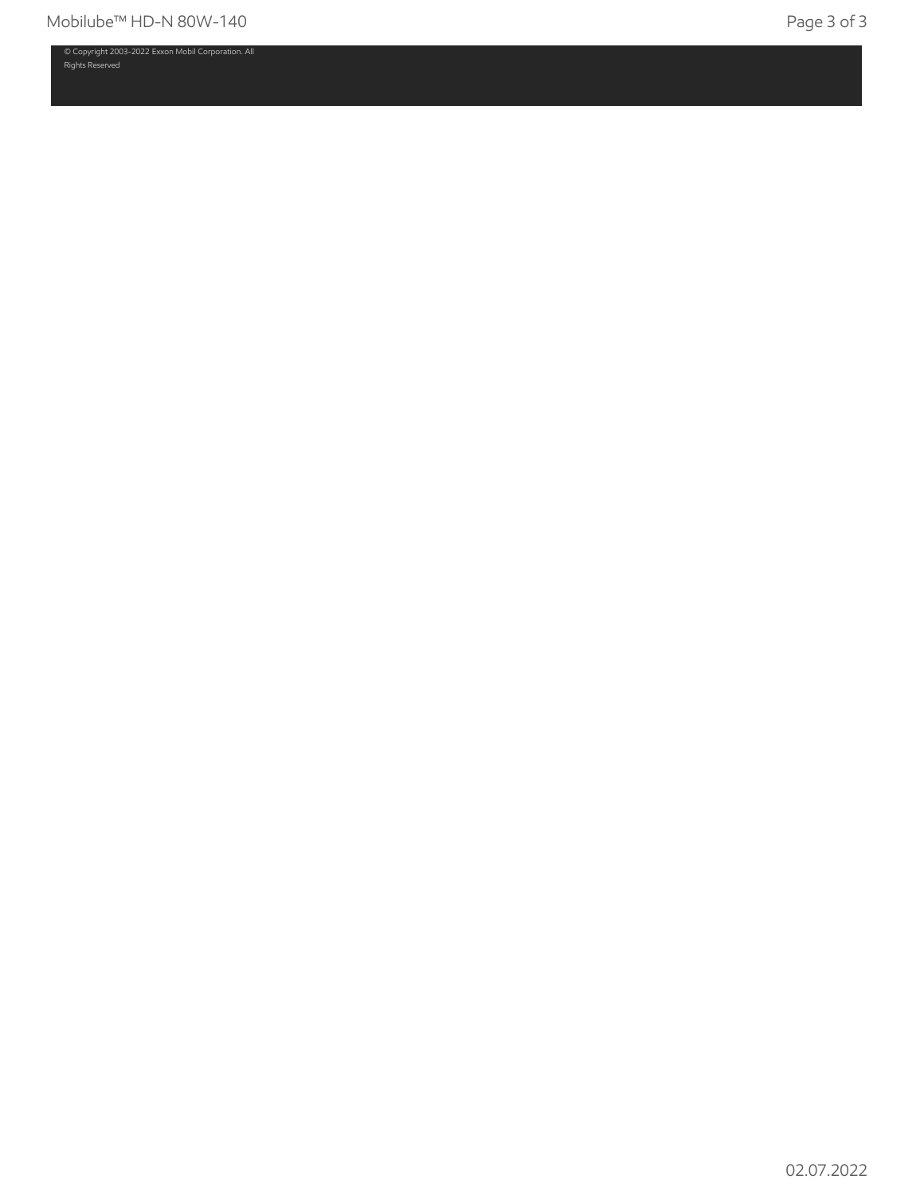© Copyright 2003-2022 Exxon Mobil Corporation. All Rights Reserved